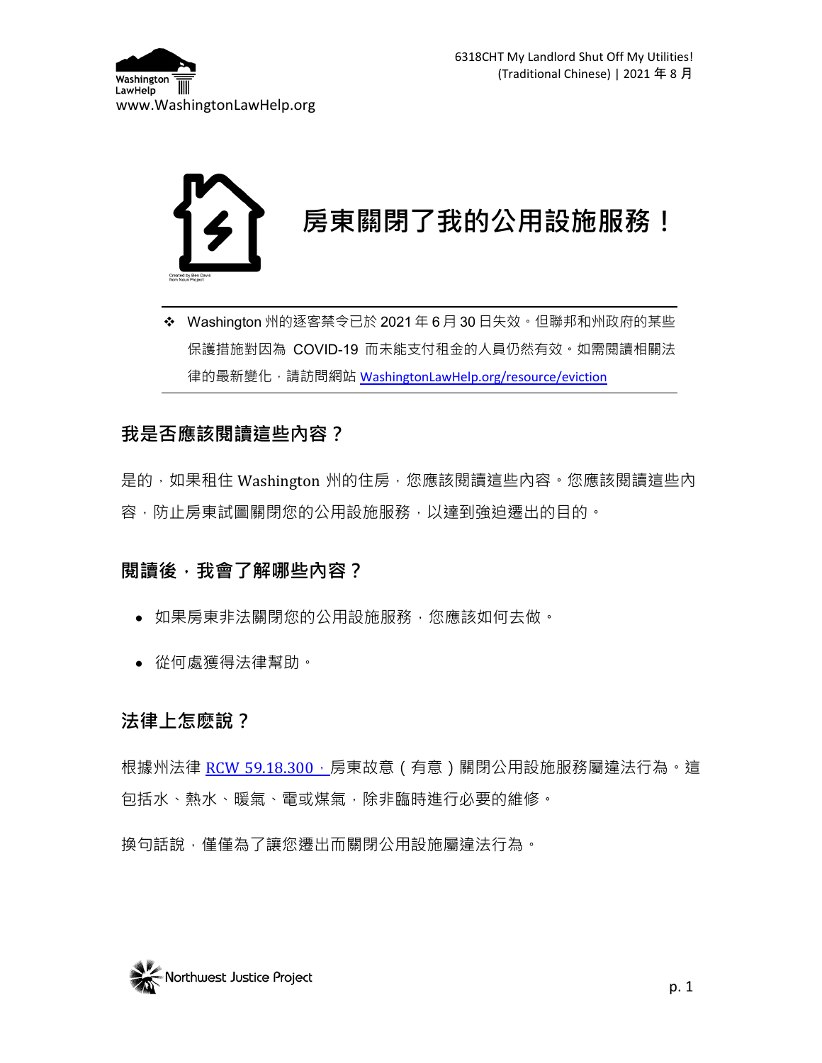# 房東關閉了我的公用設施服務！

❖ Washington 州的逐客禁令已於 2021 年 6 月 30 日失效。但聯邦和州政府的某些保護措施對因為 COVID-19 而未能支付租金的人員仍然有效。如需閱讀相關法律的最新變化，請訪問網站 WashingtonLawHelp.org/resource/eviction

## 我是否應該閱讀這些內容？

是的，如果租住 Washington 州的住房，您應該閱讀這些內容。您應該閱讀這些內容，防止房東試圖關閉您的公用設施服務，以達到強迫遷出的目的。

## 閱讀後，我會了解哪些內容？

- 如果房東非法關閉您的公用設施服務，您應該如何去做。
- 從何處獲得法律幫助。

## 法律上怎麽說？

根據州法律 RCW 59.18.300，房東故意（有意）關閉公用設施服務屬違法行為。這包括水、熱水、暖氣、電或煤氣，除非臨時進行必要的維修。

換句話說，僅僅為了讓您遷出而關閉公用設施屬違法行為。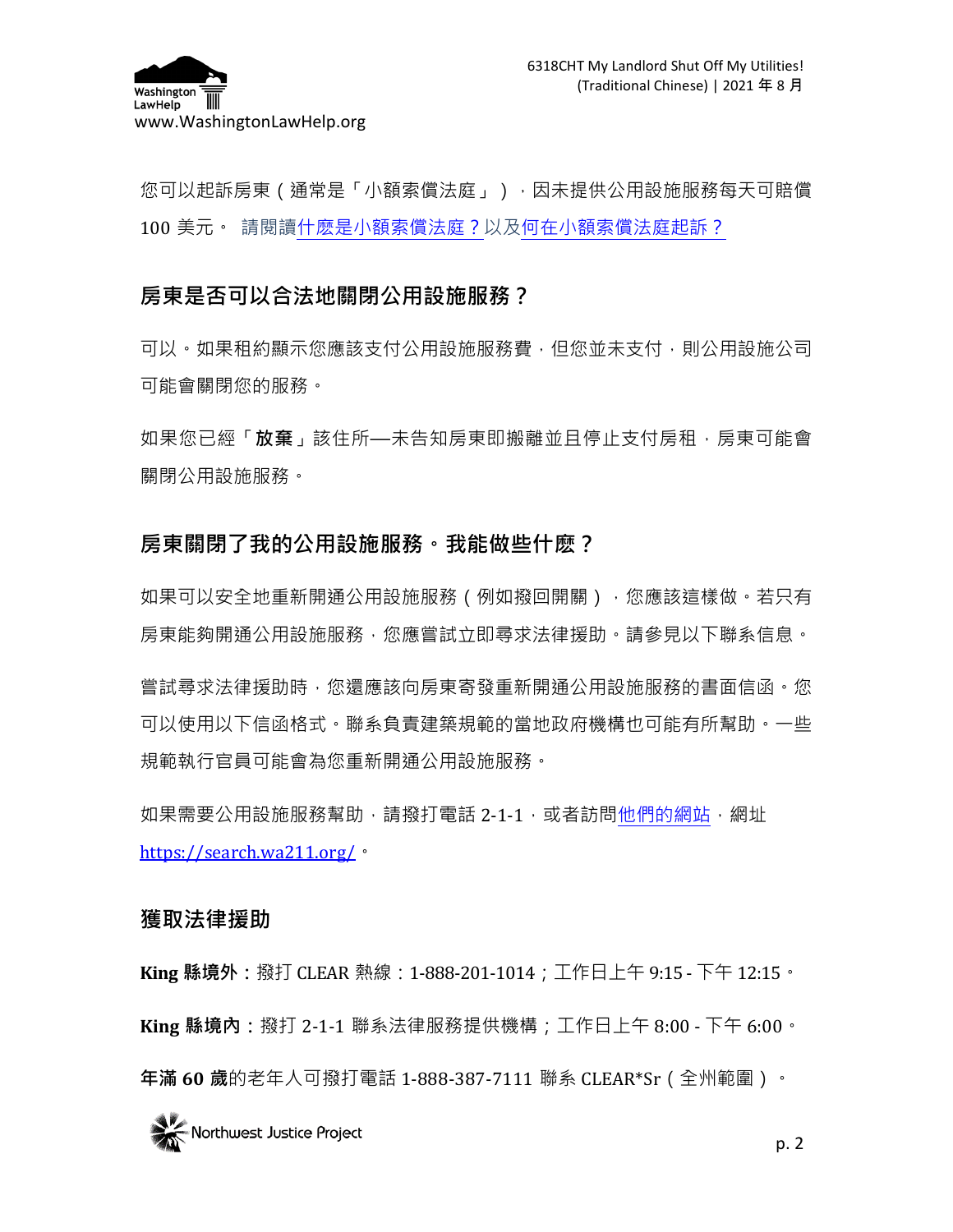您可以起訴房東（通常是「小額索償法庭」），因未提供公用設施服務每天可賠償 100 美元。 請閱讀什麼是小額索償法庭？以及何在小額索償法庭起訴？

## 房東是否可以合法地關閉公用設施服務？

可以。如果租約顯示您應該支付公用設施服務費，但您並未支付，則公用設施公司可能會關閉您的服務。

如果您已經「**放棄**」該住所—未告知房東即搬離並且停止支付房租，房東可能會關閉公用設施服務。

## 房東關閉了我的公用設施服務。我能做些什麼？

如果可以安全地重新開通公用設施服務（例如撥回開關），您應該這樣做。若只有房東能夠開通公用設施服務，您應嘗試立即尋求法律援助。請參見以下聯系信息。

嘗試尋求法律援助時，您還應該向房東寄發重新開通公用設施服務的書面信函。您可以使用以下信函格式。聯系負責建築規範的當地政府機構也可能有所幫助。一些規範執行官員可能會為您重新開通公用設施服務。

如果需要公用設施服務幫助，請撥打電話 2-1-1，或者訪問他們的網站，網址 https://search.wa211.org/。

## 獲取法律援助

**King 縣境外**：撥打 CLEAR 熱線：1-888-201-1014；工作日上午 9:15 - 下午 12:15。

**King 縣境內**：撥打 2-1-1 聯系法律服務提供機構；工作日上午 8:00 - 下午 6:00。

**年滿 60 歲**的老年人可撥打電話 1-888-387-7111 聯系 CLEAR*Sr（全州範圍）。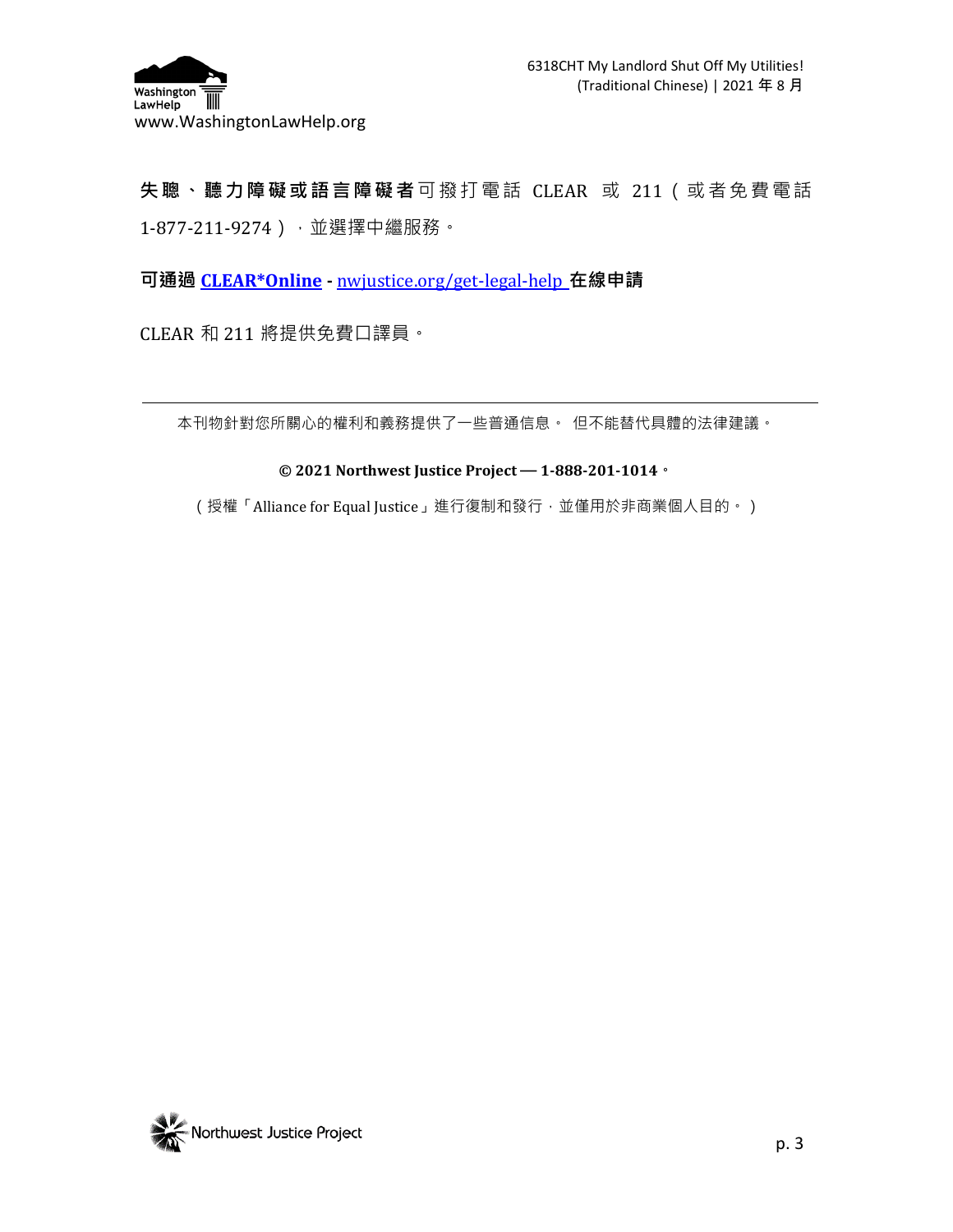**失聰、聽力障礙或語言障礙者**可撥打電話 CLEAR 或 211（或者免費電話 1-877-211-9274），並選擇中繼服務。

**可通過 CLEAR*Online - nwjustice.org/get-legal-help 在線申請**

CLEAR 和 211 將提供免費口譯員。

---

本刊物針對您所關心的權利和義務提供了一些普通信息。 但不能替代具體的法律建議。

**© 2021 Northwest Justice Project — 1-888-201-1014**。

（授權「Alliance for Equal Justice」進行復制和發行，並僅用於非商業個人目的。）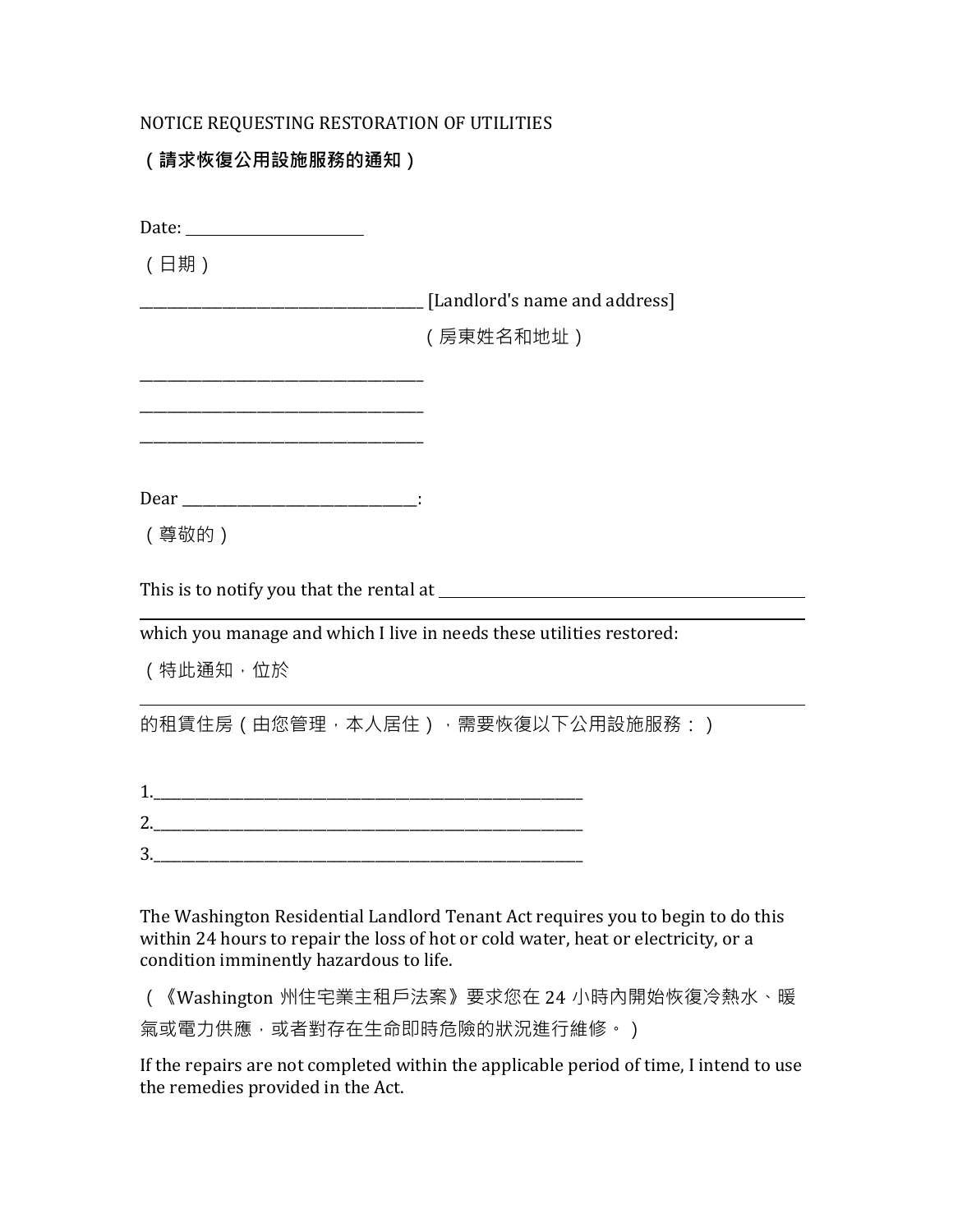NOTICE REQUESTING RESTORATION OF UTILITIES

**（請求恢復公用設施服務的通知）**

Date: ______________________

（日期）

_______________________________________ [Landlord's name and address]

（房東姓名和地址）

_______________________________________

_______________________________________

_______________________________________

Dear _________________________________:

（尊敬的）

This is to notify you that the rental at ________________________________________________

______________________________________________________________________________

which you manage and which I live in needs these utilities restored:

（特此通知，位於

______________________________________________________________________________

的租賃住房（由您管理，本人居住），需要恢復以下公用設施服務：）

1.______________________________________________________________

2.______________________________________________________________

3.______________________________________________________________

The Washington Residential Landlord Tenant Act requires you to begin to do this within 24 hours to repair the loss of hot or cold water, heat or electricity, or a condition imminently hazardous to life.

（《Washington 州住宅業主租戶法案》要求您在 24 小時內開始恢復冷熱水、暖氣或電力供應，或者對存在生命即時危險的狀況進行維修。）

If the repairs are not completed within the applicable period of time, I intend to use the remedies provided in the Act.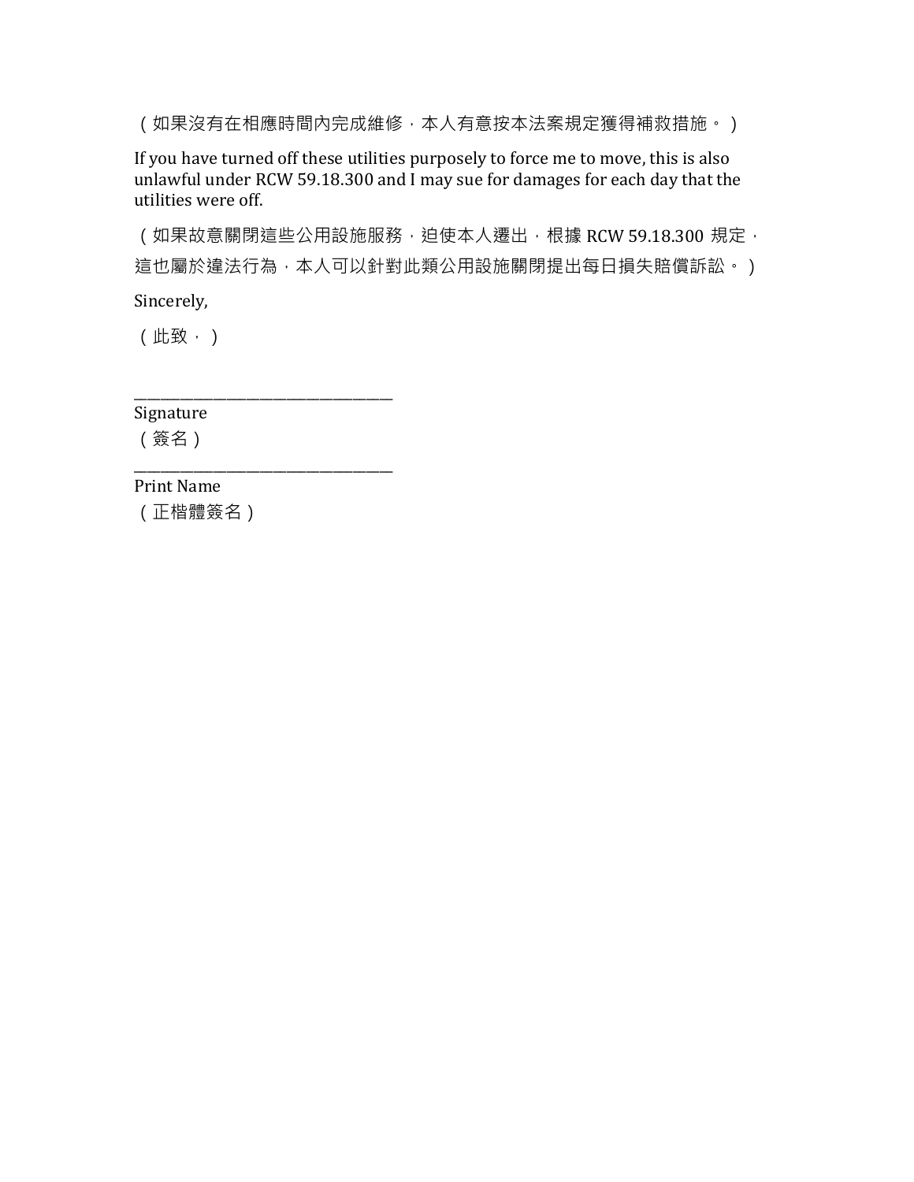（如果沒有在相應時間內完成維修，本人有意按本法案規定獲得補救措施。）

If you have turned off these utilities purposely to force me to move, this is also unlawful under RCW 59.18.300 and I may sue for damages for each day that the utilities were off.

（如果故意關閉這些公用設施服務，迫使本人遷出，根據 RCW 59.18.300 規定，這也屬於違法行為，本人可以針對此類公用設施關閉提出每日損失賠償訴訟。）

Sincerely,

（此致，）

\_\_\_\_\_\_\_\_\_\_\_\_\_\_\_\_\_\_\_\_\_\_\_\_\_\_\_\_\_\_\_\_\_\_\_\_
Signature
（簽名）

\_\_\_\_\_\_\_\_\_\_\_\_\_\_\_\_\_\_\_\_\_\_\_\_\_\_\_\_\_\_\_\_\_\_\_\_
Print Name
（正楷體簽名）